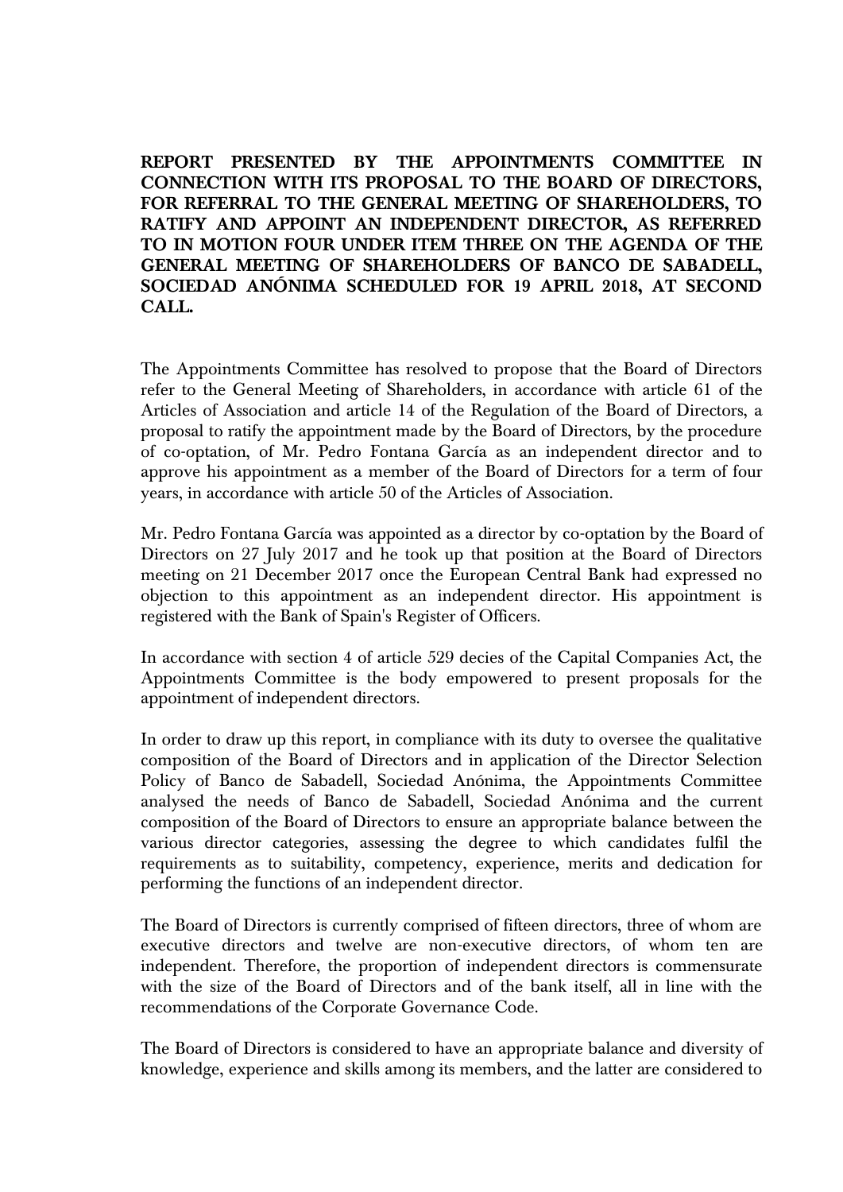**REPORT PRESENTED BY THE APPOINTMENTS COMMITTEE IN CONNECTION WITH ITS PROPOSAL TO THE BOARD OF DIRECTORS, FOR REFERRAL TO THE GENERAL MEETING OF SHAREHOLDERS, TO RATIFY AND APPOINT AN INDEPENDENT DIRECTOR, AS REFERRED TO IN MOTION FOUR UNDER ITEM THREE ON THE AGENDA OF THE GENERAL MEETING OF SHAREHOLDERS OF BANCO DE SABADELL, SOCIEDAD ANÓNIMA SCHEDULED FOR 19 APRIL 2018, AT SECOND CALL.**

The Appointments Committee has resolved to propose that the Board of Directors refer to the General Meeting of Shareholders, in accordance with article 61 of the Articles of Association and article 14 of the Regulation of the Board of Directors, a proposal to ratify the appointment made by the Board of Directors, by the procedure of co-optation, of Mr. Pedro Fontana García as an independent director and to approve his appointment as a member of the Board of Directors for a term of four years, in accordance with article 50 of the Articles of Association.

Mr. Pedro Fontana García was appointed as a director by co-optation by the Board of Directors on 27 July 2017 and he took up that position at the Board of Directors meeting on 21 December 2017 once the European Central Bank had expressed no objection to this appointment as an independent director. His appointment is registered with the Bank of Spain's Register of Officers.

In accordance with section 4 of article 529 decies of the Capital Companies Act, the Appointments Committee is the body empowered to present proposals for the appointment of independent directors.

In order to draw up this report, in compliance with its duty to oversee the qualitative composition of the Board of Directors and in application of the Director Selection Policy of Banco de Sabadell, Sociedad Anónima, the Appointments Committee analysed the needs of Banco de Sabadell, Sociedad Anónima and the current composition of the Board of Directors to ensure an appropriate balance between the various director categories, assessing the degree to which candidates fulfil the requirements as to suitability, competency, experience, merits and dedication for performing the functions of an independent director.

The Board of Directors is currently comprised of fifteen directors, three of whom are executive directors and twelve are non-executive directors, of whom ten are independent. Therefore, the proportion of independent directors is commensurate with the size of the Board of Directors and of the bank itself, all in line with the recommendations of the Corporate Governance Code.

The Board of Directors is considered to have an appropriate balance and diversity of knowledge, experience and skills among its members, and the latter are considered to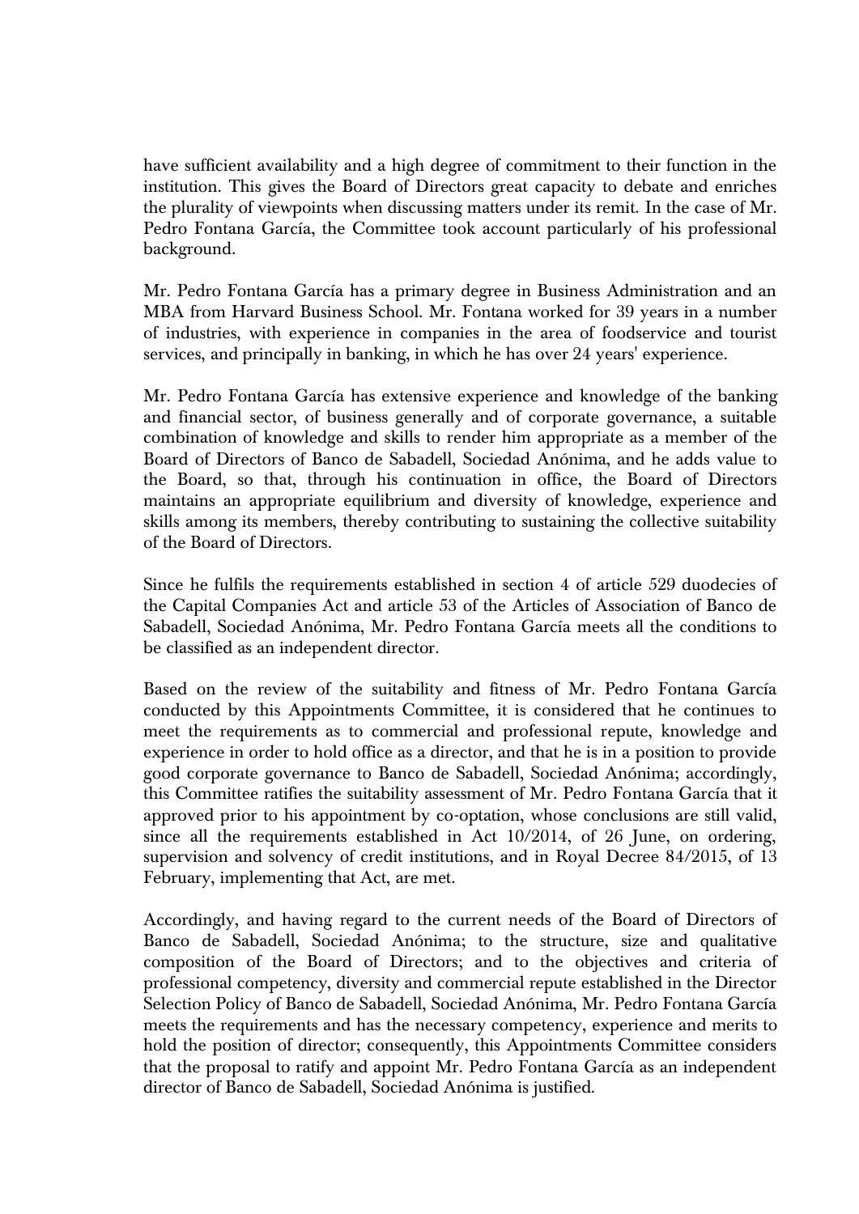have sufficient availability and a high degree of commitment to their function in the institution. This gives the Board of Directors great capacity to debate and enriches the plurality of viewpoints when discussing matters under its remit. In the case of Mr. Pedro Fontana García, the Committee took account particularly of his professional background.

Mr. Pedro Fontana García has a primary degree in Business Administration and an MBA from Harvard Business School. Mr. Fontana worked for 39 years in a number of industries, with experience in companies in the area of foodservice and tourist services, and principally in banking, in which he has over 24 years' experience.

Mr. Pedro Fontana García has extensive experience and knowledge of the banking and financial sector, of business generally and of corporate governance, a suitable combination of knowledge and skills to render him appropriate as a member of the Board of Directors of Banco de Sabadell, Sociedad Anónima, and he adds value to the Board, so that, through his continuation in office, the Board of Directors maintains an appropriate equilibrium and diversity of knowledge, experience and skills among its members, thereby contributing to sustaining the collective suitability of the Board of Directors.

Since he fulfils the requirements established in section 4 of article 529 duodecies of the Capital Companies Act and article 53 of the Articles of Association of Banco de Sabadell, Sociedad Anónima, Mr. Pedro Fontana García meets all the conditions to be classified as an independent director.

Based on the review of the suitability and fitness of Mr. Pedro Fontana García conducted by this Appointments Committee, it is considered that he continues to meet the requirements as to commercial and professional repute, knowledge and experience in order to hold office as a director, and that he is in a position to provide good corporate governance to Banco de Sabadell, Sociedad Anónima; accordingly, this Committee ratifies the suitability assessment of Mr. Pedro Fontana García that it approved prior to his appointment by co-optation, whose conclusions are still valid, since all the requirements established in Act 10/2014, of 26 June, on ordering, supervision and solvency of credit institutions, and in Royal Decree 84/2015, of 13 February, implementing that Act, are met.

Accordingly, and having regard to the current needs of the Board of Directors of Banco de Sabadell, Sociedad Anónima; to the structure, size and qualitative composition of the Board of Directors; and to the objectives and criteria of professional competency, diversity and commercial repute established in the Director Selection Policy of Banco de Sabadell, Sociedad Anónima, Mr. Pedro Fontana García meets the requirements and has the necessary competency, experience and merits to hold the position of director; consequently, this Appointments Committee considers that the proposal to ratify and appoint Mr. Pedro Fontana García as an independent director of Banco de Sabadell, Sociedad Anónima is justified.